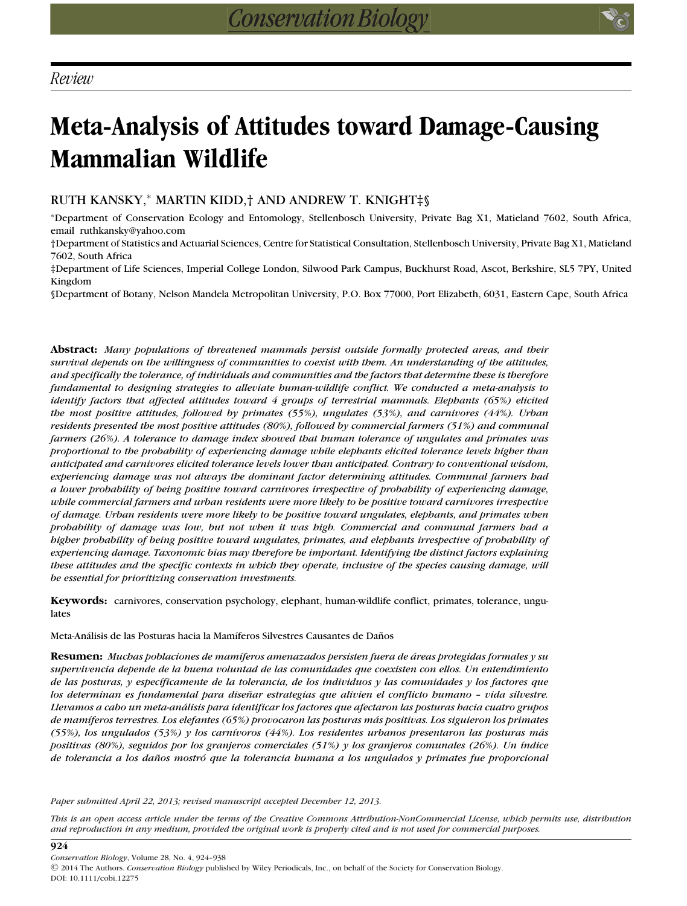*Review*

# Meta-Analysis of Attitudes toward Damage-Causing Mammalian Wildlife

RUTH KANSKY,* MARTIN KIDD,† AND ANDREW T. KNIGHT‡§

*Department of Conservation Ecology and Entomology, Stellenbosch University, Private Bag X1, Matieland 7602, South Africa, email ruthkansky@yahoo.com

†Department of Statistics and Actuarial Sciences, Centre for Statistical Consultation, Stellenbosch University, Private Bag X1, Matieland 7602, South Africa

‡Department of Life Sciences, Imperial College London, Silwood Park Campus, Buckhurst Road, Ascot, Berkshire, SL5 7PY, United Kingdom

§Department of Botany, Nelson Mandela Metropolitan University, P.O. Box 77000, Port Elizabeth, 6031, Eastern Cape, South Africa

**Abstract:** *Many populations of threatened mammals persist outside formally protected areas, and their survival depends on the willingness of communities to coexist with them. An understanding of the attitudes, and specifically the tolerance, of individuals and communities and the factors that determine these is therefore fundamental to designing strategies to alleviate human-wildlife conflict. We conducted a meta-analysis to identify factors that affected attitudes toward 4 groups of terrestrial mammals. Elephants (65%) elicited the most positive attitudes, followed by primates (55%), ungulates (53%), and carnivores (44%). Urban residents presented the most positive attitudes (80%), followed by commercial farmers (51%) and communal farmers (26%). A tolerance to damage index showed that human tolerance of ungulates and primates was proportional to the probability of experiencing damage while elephants elicited tolerance levels higher than anticipated and carnivores elicited tolerance levels lower than anticipated. Contrary to conventional wisdom, experiencing damage was not always the dominant factor determining attitudes. Communal farmers had a lower probability of being positive toward carnivores irrespective of probability of experiencing damage, while commercial farmers and urban residents were more likely to be positive toward carnivores irrespective of damage. Urban residents were more likely to be positive toward ungulates, elephants, and primates when probability of damage was low, but not when it was high. Commercial and communal farmers had a higher probability of being positive toward ungulates, primates, and elephants irrespective of probability of experiencing damage. Taxonomic bias may therefore be important. Identifying the distinct factors explaining these attitudes and the specific contexts in which they operate, inclusive of the species causing damage, will be essential for prioritizing conservation investments.*

**Keywords:** carnivores, conservation psychology, elephant, human-wildlife conflict, primates, tolerance, ungulates

Meta-Análisis de las Posturas hacia la Mamíferos Silvestres Causantes de Daños

**Resumen:** *Muchas poblaciones de mamíferos amenazados persisten fuera de áreas protegidas formales y su supervivencia depende de la buena voluntad de las comunidades que coexisten con ellos. Un entendimiento de las posturas, y específicamente de la tolerancia, de los individuos y las comunidades y los factores que los determinan es fundamental para diseñar estrategias que alivien el conflicto humano – vida silvestre. Llevamos a cabo un meta-análisis para identificar los factores que afectaron las posturas hacia cuatro grupos de mamíferos terrestres. Los elefantes (65%) provocaron las posturas más positivas. Los siguieron los primates (55%), los ungulados (53%) y los carnívoros (44%). Los residentes urbanos presentaron las posturas más positivas (80%), seguidos por los granjeros comerciales (51%) y los granjeros comunales (26%). Un índice de tolerancia a los daños mostró que la tolerancia humana a los ungulados y primates fue proporcional*

*Paper submitted April 22, 2013; revised manuscript accepted December 12, 2013.*

*This is an open access article under the terms of the Creative Commons Attribution-NonCommercial License, which permits use, distribution and reproduction in any medium, provided the original work is properly cited and is not used for commercial purposes.*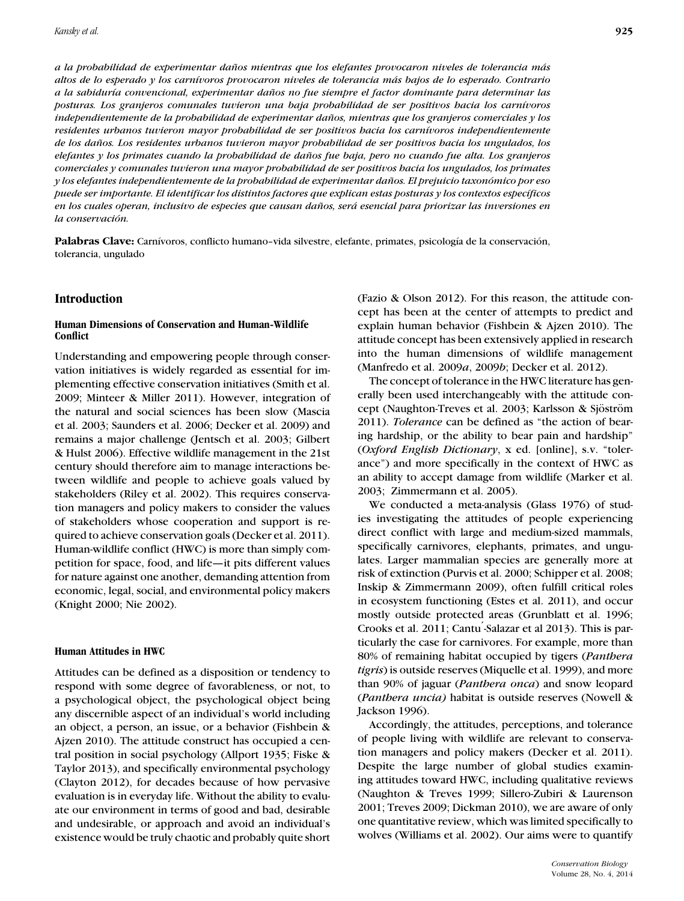*a la probabilidad de experimentar daños mientras que los elefantes provocaron niveles de tolerancia más altos de lo esperado y los carnívoros provocaron niveles de tolerancia más bajos de lo esperado. Contrario a la sabiduría convencional, experimentar daños no fue siempre el factor dominante para determinar las posturas. Los granjeros comunales tuvieron una baja probabilidad de ser positivos hacia los carnívoros independientemente de la probabilidad de experimentar daños, mientras que los granjeros comerciales y los residentes urbanos tuvieron mayor probabilidad de ser positivos hacia los carnívoros independientemente de los daños. Los residentes urbanos tuvieron mayor probabilidad de ser positivos hacia los ungulados, los elefantes y los primates cuando la probabilidad de daños fue baja, pero no cuando fue alta. Los granjeros comerciales y comunales tuvieron una mayor probabilidad de ser positivos hacia los ungulados, los primates y los elefantes independientemente de la probabilidad de experimentar daños. El prejuicio taxonómico por eso puede ser importante. El identificar los distintos factores que explican estas posturas y los contextos específicos en los cuales operan, inclusivo de especies que causan daños, será esencial para priorizar las inversiones en la conservación.*

**Palabras Clave:** Carnívoros, conflicto humano–vida silvestre, elefante, primates, psicología de la conservación, tolerancia, ungulado

## Introduction

### Human Dimensions of Conservation and Human-Wildlife Conflict

Understanding and empowering people through conservation initiatives is widely regarded as essential for implementing effective conservation initiatives (Smith et al. 2009; Minteer & Miller 2011). However, integration of the natural and social sciences has been slow (Mascia et al. 2003; Saunders et al. 2006; Decker et al. 2009) and remains a major challenge (Jentsch et al. 2003; Gilbert & Hulst 2006). Effective wildlife management in the 21st century should therefore aim to manage interactions between wildlife and people to achieve goals valued by stakeholders (Riley et al. 2002). This requires conservation managers and policy makers to consider the values of stakeholders whose cooperation and support is required to achieve conservation goals (Decker et al. 2011). Human-wildlife conflict (HWC) is more than simply competition for space, food, and life—it pits different values for nature against one another, demanding attention from economic, legal, social, and environmental policy makers (Knight 2000; Nie 2002).

### Human Attitudes in HWC

Attitudes can be defined as a disposition or tendency to respond with some degree of favorableness, or not, to a psychological object, the psychological object being any discernible aspect of an individual's world including an object, a person, an issue, or a behavior (Fishbein & Ajzen 2010). The attitude construct has occupied a central position in social psychology (Allport 1935; Fiske & Taylor 2013), and specifically environmental psychology (Clayton 2012), for decades because of how pervasive evaluation is in everyday life. Without the ability to evaluate our environment in terms of good and bad, desirable and undesirable, or approach and avoid an individual's existence would be truly chaotic and probably quite short (Fazio & Olson 2012). For this reason, the attitude concept has been at the center of attempts to predict and explain human behavior (Fishbein & Ajzen 2010). The attitude concept has been extensively applied in research into the human dimensions of wildlife management (Manfredo et al. 2009*a*, 2009*b*; Decker et al. 2012).

The concept of tolerance in the HWC literature has generally been used interchangeably with the attitude concept (Naughton-Treves et al. 2003; Karlsson & Sjöström 2011). *Tolerance* can be defined as "the action of bearing hardship, or the ability to bear pain and hardship" (*Oxford English Dictionary*, x ed. [online], s.v. "tolerance") and more specifically in the context of HWC as an ability to accept damage from wildlife (Marker et al. 2003; Zimmermann et al. 2005).

We conducted a meta-analysis (Glass 1976) of studies investigating the attitudes of people experiencing direct conflict with large and medium-sized mammals, specifically carnivores, elephants, primates, and ungulates. Larger mammalian species are generally more at risk of extinction (Purvis et al. 2000; Schipper et al. 2008; Inskip & Zimmermann 2009), often fulfill critical roles in ecosystem functioning (Estes et al. 2011), and occur mostly outside protected areas (Grunblatt et al. 1996; Crooks et al. 2011; Cantú-Salazar et al 2013). This is particularly the case for carnivores. For example, more than 80% of remaining habitat occupied by tigers (*Panthera tigris*) is outside reserves (Miquelle et al. 1999), and more than 90% of jaguar (*Panthera onca*) and snow leopard (*Panthera uncia)* habitat is outside reserves (Nowell & Jackson 1996).

Accordingly, the attitudes, perceptions, and tolerance of people living with wildlife are relevant to conservation managers and policy makers (Decker et al. 2011). Despite the large number of global studies examining attitudes toward HWC, including qualitative reviews (Naughton & Treves 1999; Sillero-Zubiri & Laurenson 2001; Treves 2009; Dickman 2010), we are aware of only one quantitative review, which was limited specifically to wolves (Williams et al. 2002). Our aims were to quantify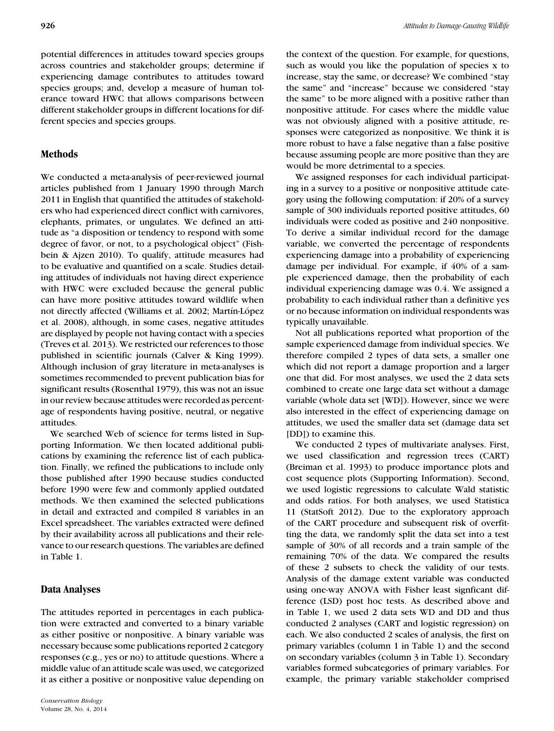potential differences in attitudes toward species groups across countries and stakeholder groups; determine if experiencing damage contributes to attitudes toward species groups; and, develop a measure of human tolerance toward HWC that allows comparisons between different stakeholder groups in different locations for different species and species groups.

## Methods

We conducted a meta-analysis of peer-reviewed journal articles published from 1 January 1990 through March 2011 in English that quantified the attitudes of stakeholders who had experienced direct conflict with carnivores, elephants, primates, or ungulates. We defined an attitude as "a disposition or tendency to respond with some degree of favor, or not, to a psychological object" (Fishbein & Ajzen 2010). To qualify, attitude measures had to be evaluative and quantified on a scale. Studies detailing attitudes of individuals not having direct experience with HWC were excluded because the general public can have more positive attitudes toward wildlife when not directly affected (Williams et al. 2002; Martín-López et al. 2008), although, in some cases, negative attitudes are displayed by people not having contact with a species (Treves et al. 2013). We restricted our references to those published in scientific journals (Calver & King 1999). Although inclusion of gray literature in meta-analyses is sometimes recommended to prevent publication bias for significant results (Rosenthal 1979), this was not an issue in our review because attitudes were recorded as percentage of respondents having positive, neutral, or negative attitudes.

We searched Web of science for terms listed in Supporting Information. We then located additional publications by examining the reference list of each publication. Finally, we refined the publications to include only those published after 1990 because studies conducted before 1990 were few and commonly applied outdated methods. We then examined the selected publications in detail and extracted and compiled 8 variables in an Excel spreadsheet. The variables extracted were defined by their availability across all publications and their relevance to our research questions. The variables are defined in Table 1.

## Data Analyses

The attitudes reported in percentages in each publication were extracted and converted to a binary variable as either positive or nonpositive. A binary variable was necessary because some publications reported 2 category responses (e.g., yes or no) to attitude questions. Where a middle value of an attitude scale was used, we categorized it as either a positive or nonpositive value depending on the context of the question. For example, for questions, such as would you like the population of species x to increase, stay the same, or decrease? We combined "stay the same" and "increase" because we considered "stay the same" to be more aligned with a positive rather than nonpositive attitude. For cases where the middle value was not obviously aligned with a positive attitude, responses were categorized as nonpositive. We think it is more robust to have a false negative than a false positive because assuming people are more positive than they are would be more detrimental to a species.

We assigned responses for each individual participating in a survey to a positive or nonpositive attitude category using the following computation: if 20% of a survey sample of 300 individuals reported positive attitudes, 60 individuals were coded as positive and 240 nonpositive. To derive a similar individual record for the damage variable, we converted the percentage of respondents experiencing damage into a probability of experiencing damage per individual. For example, if 40% of a sample experienced damage, then the probability of each individual experiencing damage was 0.4. We assigned a probability to each individual rather than a definitive yes or no because information on individual respondents was typically unavailable.

Not all publications reported what proportion of the sample experienced damage from individual species. We therefore compiled 2 types of data sets, a smaller one which did not report a damage proportion and a larger one that did. For most analyses, we used the 2 data sets combined to create one large data set without a damage variable (whole data set [WD]). However, since we were also interested in the effect of experiencing damage on attitudes, we used the smaller data set (damage data set [DD]) to examine this.

We conducted 2 types of multivariate analyses. First, we used classification and regression trees (CART) (Breiman et al. 1993) to produce importance plots and cost sequence plots (Supporting Information). Second, we used logistic regressions to calculate Wald statistic and odds ratios. For both analyses, we used Statistica 11 (StatSoft 2012). Due to the exploratory approach of the CART procedure and subsequent risk of overfitting the data, we randomly split the data set into a test sample of 30% of all records and a train sample of the remaining 70% of the data. We compared the results of these 2 subsets to check the validity of our tests. Analysis of the damage extent variable was conducted using one-way ANOVA with Fisher least signficant difference (LSD) post hoc tests. As described above and in Table 1, we used 2 data sets WD and DD and thus conducted 2 analyses (CART and logistic regression) on each. We also conducted 2 scales of analysis, the first on primary variables (column 1 in Table 1) and the second on secondary variables (column 3 in Table 1). Secondary variables formed subcategories of primary variables. For example, the primary variable stakeholder comprised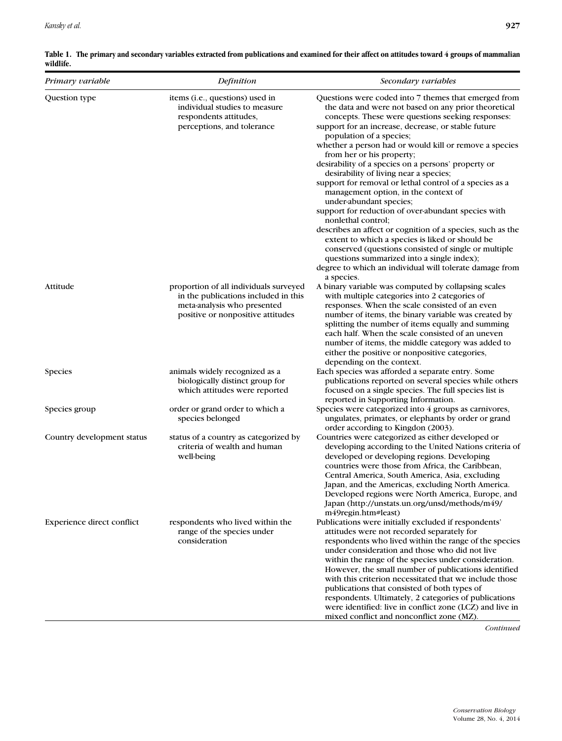**Table 1. The primary and secondary variables extracted from publications and examined for their affect on attitudes toward 4 groups of mammalian wildlife.**

| *Primary variable* | *Definition* | *Secondary variables* |
|---|---|---|
| Question type | items (i.e., questions) used in individual studies to measure respondents attitudes, perceptions, and tolerance | Questions were coded into 7 themes that emerged from the data and were not based on any prior theoretical concepts. These were questions seeking responses: support for an increase, decrease, or stable future population of a species; whether a person had or would kill or remove a species from her or his property; desirability of a species on a persons' property or desirability of living near a species; support for removal or lethal control of a species as a management option, in the context of under-abundant species; support for reduction of over-abundant species with nonlethal control; describes an affect or cognition of a species, such as the extent to which a species is liked or should be conserved (questions consisted of single or multiple questions summarized into a single index); degree to which an individual will tolerate damage from a species. |
| Attitude | proportion of all individuals surveyed in the publications included in this meta-analysis who presented positive or nonpositive attitudes | A binary variable was computed by collapsing scales with multiple categories into 2 categories of responses. When the scale consisted of an even number of items, the binary variable was created by splitting the number of items equally and summing each half. When the scale consisted of an uneven number of items, the middle category was added to either the positive or nonpositive categories, depending on the context. |
| Species | animals widely recognized as a biologically distinct group for which attitudes were reported | Each species was afforded a separate entry. Some publications reported on several species while others focused on a single species. The full species list is reported in Supporting Information. |
| Species group | order or grand order to which a species belonged | Species were categorized into 4 groups as carnivores, ungulates, primates, or elephants by order or grand order according to Kingdon (2003). |
| Country development status | status of a country as categorized by criteria of wealth and human well-being | Countries were categorized as either developed or developing according to the United Nations criteria of developed or developing regions. Developing countries were those from Africa, the Caribbean, Central America, South America, Asia, excluding Japan, and the Americas, excluding North America. Developed regions were North America, Europe, and Japan (http://unstats.un.org/unsd/methods/m49/m49regin.htm#least) |
| Experience direct conflict | respondents who lived within the range of the species under consideration | Publications were initially excluded if respondents' attitudes were not recorded separately for respondents who lived within the range of the species under consideration and those who did not live within the range of the species under consideration. However, the small number of publications identified with this criterion necessitated that we include those publications that consisted of both types of respondents. Ultimately, 2 categories of publications were identified: live in conflict zone (LCZ) and live in mixed conflict and nonconflict zone (MZ). |

*Continued*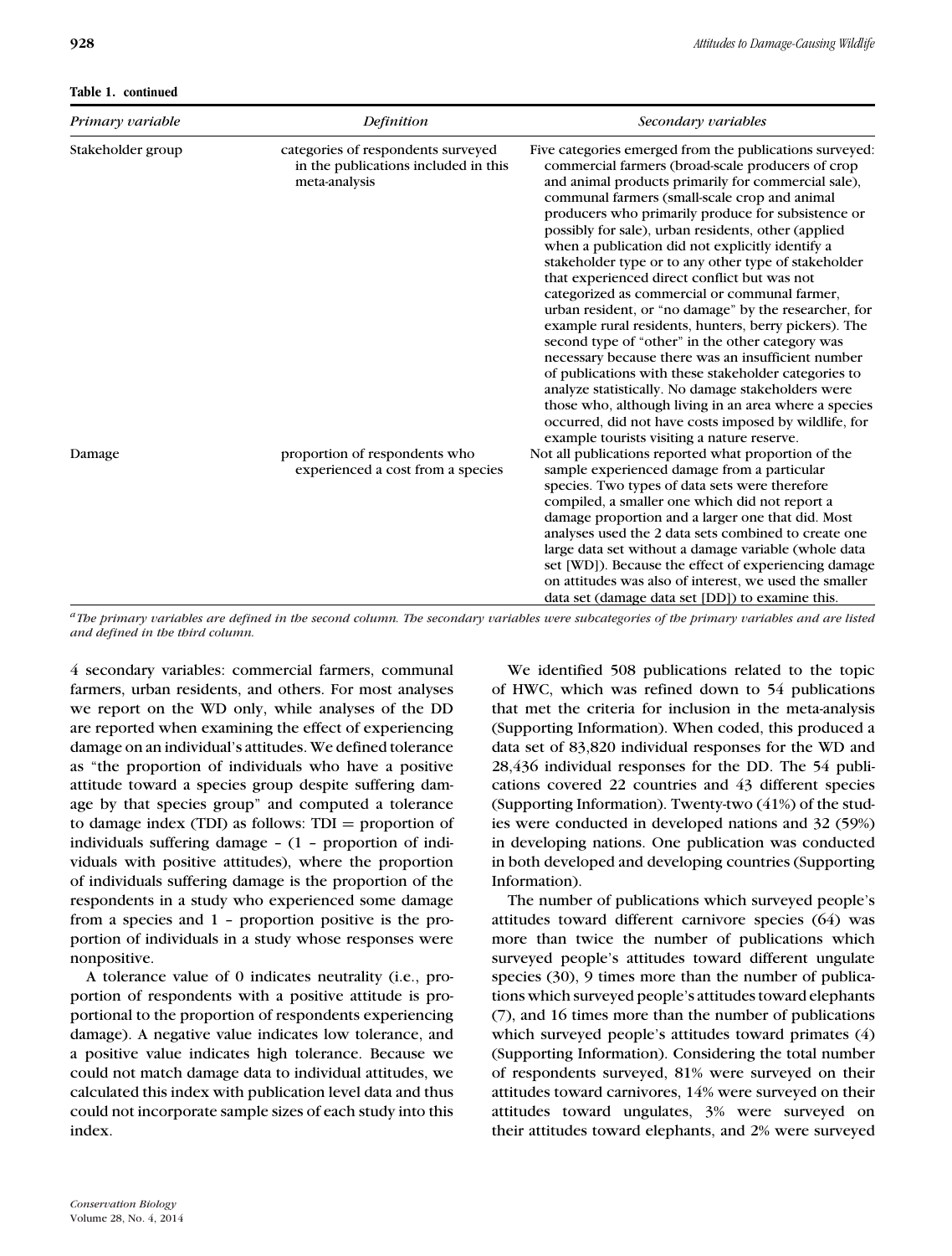**Table 1. continued**

| *Primary variable* | *Definition* | *Secondary variables* |
|---|---|---|
| Stakeholder group | categories of respondents surveyed in the publications included in this meta-analysis | Five categories emerged from the publications surveyed: commercial farmers (broad-scale producers of crop and animal products primarily for commercial sale), communal farmers (small-scale crop and animal producers who primarily produce for subsistence or possibly for sale), urban residents, other (applied when a publication did not explicitly identify a stakeholder type or to any other type of stakeholder that experienced direct conflict but was not categorized as commercial or communal farmer, urban resident, or "no damage" by the researcher, for example rural residents, hunters, berry pickers). The second type of "other" in the other category was necessary because there was an insufficient number of publications with these stakeholder categories to analyze statistically. No damage stakeholders were those who, although living in an area where a species occurred, did not have costs imposed by wildlife, for example tourists visiting a nature reserve. |
| Damage | proportion of respondents who experienced a cost from a species | Not all publications reported what proportion of the sample experienced damage from a particular species. Two types of data sets were therefore compiled, a smaller one which did not report a damage proportion and a larger one that did. Most analyses used the 2 data sets combined to create one large data set without a damage variable (whole data set [WD]). Because the effect of experiencing damage on attitudes was also of interest, we used the smaller data set (damage data set [DD]) to examine this. |

[a] *The primary variables are defined in the second column. The secondary variables were subcategories of the primary variables and are listed and defined in the third column.*

4 secondary variables: commercial farmers, communal farmers, urban residents, and others. For most analyses we report on the WD only, while analyses of the DD are reported when examining the effect of experiencing damage on an individual's attitudes. We defined tolerance as "the proportion of individuals who have a positive attitude toward a species group despite suffering damage by that species group" and computed a tolerance to damage index (TDI) as follows: TDI = proportion of individuals suffering damage – (1 – proportion of individuals with positive attitudes), where the proportion of individuals suffering damage is the proportion of the respondents in a study who experienced some damage from a species and 1 – proportion positive is the proportion of individuals in a study whose responses were nonpositive.

A tolerance value of 0 indicates neutrality (i.e., proportion of respondents with a positive attitude is proportional to the proportion of respondents experiencing damage). A negative value indicates low tolerance, and a positive value indicates high tolerance. Because we could not match damage data to individual attitudes, we calculated this index with publication level data and thus could not incorporate sample sizes of each study into this index.

We identified 508 publications related to the topic of HWC, which was refined down to 54 publications that met the criteria for inclusion in the meta-analysis (Supporting Information). When coded, this produced a data set of 83,820 individual responses for the WD and 28,436 individual responses for the DD. The 54 publications covered 22 countries and 43 different species (Supporting Information). Twenty-two (41%) of the studies were conducted in developed nations and 32 (59%) in developing nations. One publication was conducted in both developed and developing countries (Supporting Information).

The number of publications which surveyed people's attitudes toward different carnivore species (64) was more than twice the number of publications which surveyed people's attitudes toward different ungulate species (30), 9 times more than the number of publications which surveyed people's attitudes toward elephants (7), and 16 times more than the number of publications which surveyed people's attitudes toward primates (4) (Supporting Information). Considering the total number of respondents surveyed, 81% were surveyed on their attitudes toward carnivores, 14% were surveyed on their attitudes toward ungulates, 3% were surveyed on their attitudes toward elephants, and 2% were surveyed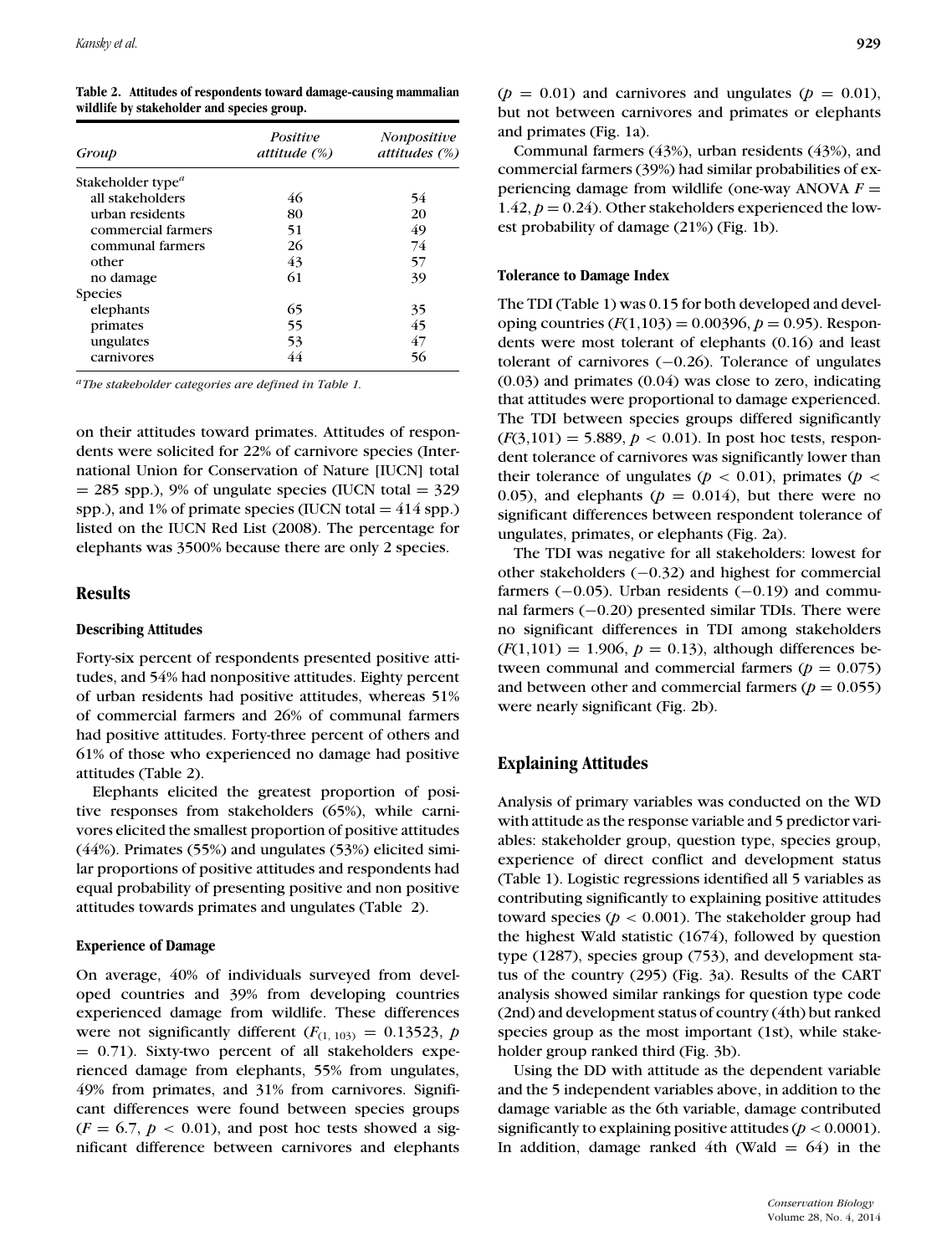**Table 2. Attitudes of respondents toward damage-causing mammalian wildlife by stakeholder and species group.**

| Group | Positive attitude (%) | Nonpositive attitudes (%) |
|---|---|---|
| Stakeholder type[a] | | |
| all stakeholders | 46 | 54 |
| urban residents | 80 | 20 |
| commercial farmers | 51 | 49 |
| communal farmers | 26 | 74 |
| other | 43 | 57 |
| no damage | 61 | 39 |
| Species | | |
| elephants | 65 | 35 |
| primates | 55 | 45 |
| ungulates | 53 | 47 |
| carnivores | 44 | 56 |

[a]*The stakeholder categories are defined in Table 1.*

on their attitudes toward primates. Attitudes of respondents were solicited for 22% of carnivore species (International Union for Conservation of Nature [IUCN] total = 285 spp.), 9% of ungulate species (IUCN total = 329 spp.), and 1% of primate species (IUCN total = 414 spp.) listed on the IUCN Red List (2008). The percentage for elephants was 3500% because there are only 2 species.

## Results

### Describing Attitudes

Forty-six percent of respondents presented positive attitudes, and 54% had nonpositive attitudes. Eighty percent of urban residents had positive attitudes, whereas 51% of commercial farmers and 26% of communal farmers had positive attitudes. Forty-three percent of others and 61% of those who experienced no damage had positive attitudes (Table 2).

Elephants elicited the greatest proportion of positive responses from stakeholders (65%), while carnivores elicited the smallest proportion of positive attitudes (44%). Primates (55%) and ungulates (53%) elicited similar proportions of positive attitudes and respondents had equal probability of presenting positive and non positive attitudes towards primates and ungulates (Table 2).

### Experience of Damage

On average, 40% of individuals surveyed from developed countries and 39% from developing countries experienced damage from wildlife. These differences were not significantly different ($F_{(1, 103)} = 0.13523$, $p = 0.71$). Sixty-two percent of all stakeholders experienced damage from elephants, 55% from ungulates, 49% from primates, and 31% from carnivores. Significant differences were found between species groups ($F = 6.7$, $p < 0.01$), and post hoc tests showed a significant difference between carnivores and elephants ($p = 0.01$) and carnivores and ungulates ($p = 0.01$), but not between carnivores and primates or elephants and primates (Fig. 1a).

Communal farmers (43%), urban residents (43%), and commercial farmers (39%) had similar probabilities of experiencing damage from wildlife (one-way ANOVA $F = 1.42$, $p = 0.24$). Other stakeholders experienced the lowest probability of damage (21%) (Fig. 1b).

### Tolerance to Damage Index

The TDI (Table 1) was 0.15 for both developed and developing countries ($F(1,103) = 0.00396$, $p = 0.95$). Respondents were most tolerant of elephants (0.16) and least tolerant of carnivores (−0.26). Tolerance of ungulates (0.03) and primates (0.04) was close to zero, indicating that attitudes were proportional to damage experienced. The TDI between species groups differed significantly ($F(3,101) = 5.889$, $p < 0.01$). In post hoc tests, respondent tolerance of carnivores was significantly lower than their tolerance of ungulates ($p < 0.01$), primates ($p < 0.05$), and elephants ($p = 0.014$), but there were no significant differences between respondent tolerance of ungulates, primates, or elephants (Fig. 2a).

The TDI was negative for all stakeholders: lowest for other stakeholders (−0.32) and highest for commercial farmers (−0.05). Urban residents (−0.19) and communal farmers (−0.20) presented similar TDIs. There were no significant differences in TDI among stakeholders ($F(1,101) = 1.906$, $p = 0.13$), although differences between communal and commercial farmers ($p = 0.075$) and between other and commercial farmers ($p = 0.055$) were nearly significant (Fig. 2b).

## Explaining Attitudes

Analysis of primary variables was conducted on the WD with attitude as the response variable and 5 predictor variables: stakeholder group, question type, species group, experience of direct conflict and development status (Table 1). Logistic regressions identified all 5 variables as contributing significantly to explaining positive attitudes toward species ($p < 0.001$). The stakeholder group had the highest Wald statistic (1674), followed by question type (1287), species group (753), and development status of the country (295) (Fig. 3a). Results of the CART analysis showed similar rankings for question type code (2nd) and development status of country (4th) but ranked species group as the most important (1st), while stakeholder group ranked third (Fig. 3b).

Using the DD with attitude as the dependent variable and the 5 independent variables above, in addition to the damage variable as the 6th variable, damage contributed significantly to explaining positive attitudes ($p < 0.0001$). In addition, damage ranked 4th (Wald = 64) in the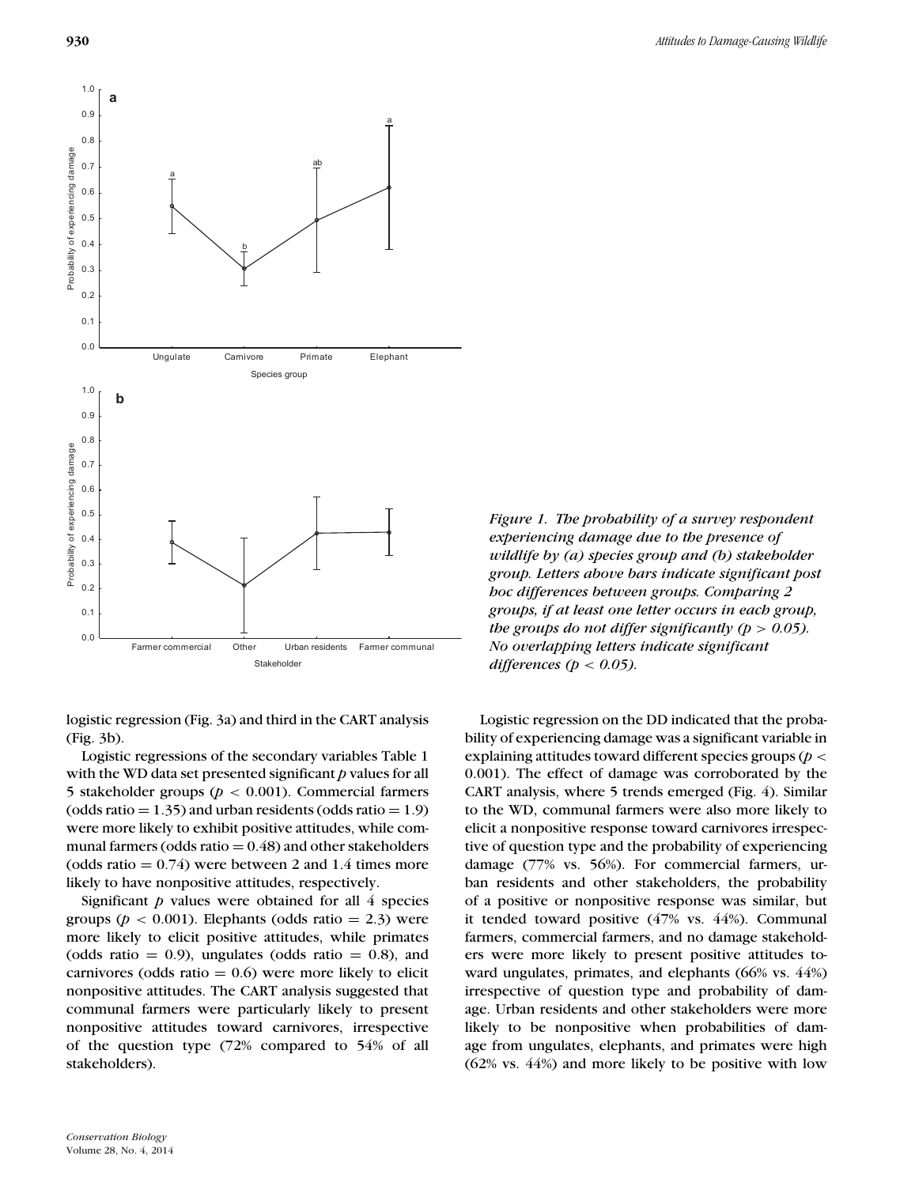*Figure 1. The probability of a survey respondent experiencing damage due to the presence of wildlife by (a) species group and (b) stakeholder group. Letters above bars indicate significant post hoc differences between groups. Comparing 2 groups, if at least one letter occurs in each group, the groups do not differ significantly ($p > 0.05$). No overlapping letters indicate significant differences ($p < 0.05$).*

logistic regression (Fig. 3a) and third in the CART analysis (Fig. 3b).

Logistic regressions of the secondary variables Table 1 with the WD data set presented significant $p$ values for all 5 stakeholder groups ($p < 0.001$). Commercial farmers (odds ratio = 1.35) and urban residents (odds ratio = 1.9) were more likely to exhibit positive attitudes, while communal farmers (odds ratio = 0.48) and other stakeholders (odds ratio = 0.74) were between 2 and 1.4 times more likely to have nonpositive attitudes, respectively.

Significant $p$ values were obtained for all 4 species groups ($p < 0.001$). Elephants (odds ratio = 2.3) were more likely to elicit positive attitudes, while primates (odds ratio = 0.9), ungulates (odds ratio = 0.8), and carnivores (odds ratio = 0.6) were more likely to elicit nonpositive attitudes. The CART analysis suggested that communal farmers were particularly likely to present nonpositive attitudes toward carnivores, irrespective of the question type (72% compared to 54% of all stakeholders).

Logistic regression on the DD indicated that the probability of experiencing damage was a significant variable in explaining attitudes toward different species groups ($p < 0.001$). The effect of damage was corroborated by the CART analysis, where 5 trends emerged (Fig. 4). Similar to the WD, communal farmers were also more likely to elicit a nonpositive response toward carnivores irrespective of question type and the probability of experiencing damage (77% vs. 56%). For commercial farmers, urban residents and other stakeholders, the probability of a positive or nonpositive response was similar, but it tended toward positive (47% vs. 44%). Communal farmers, commercial farmers, and no damage stakeholders were more likely to present positive attitudes toward ungulates, primates, and elephants (66% vs. 44%) irrespective of question type and probability of damage. Urban residents and other stakeholders were more likely to be nonpositive when probabilities of damage from ungulates, elephants, and primates were high (62% vs. 44%) and more likely to be positive with low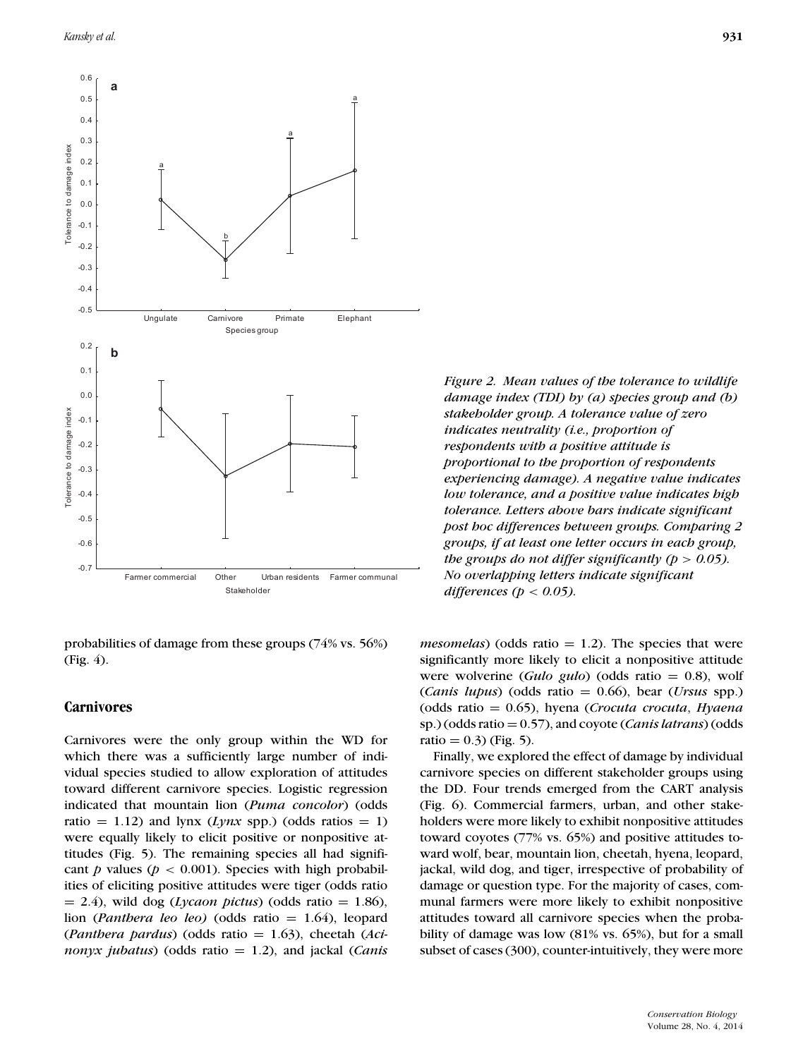*Figure 2. Mean values of the tolerance to wildlife damage index (TDI) by (a) species group and (b) stakeholder group. A tolerance value of zero indicates neutrality (i.e., proportion of respondents with a positive attitude is proportional to the proportion of respondents experiencing damage). A negative value indicates low tolerance, and a positive value indicates high tolerance. Letters above bars indicate significant post hoc differences between groups. Comparing 2 groups, if at least one letter occurs in each group, the groups do not differ significantly ($p > 0.05$). No overlapping letters indicate significant differences ($p < 0.05$).*

probabilities of damage from these groups (74% vs. 56%) (Fig. 4).

## Carnivores

Carnivores were the only group within the WD for which there was a sufficiently large number of individual species studied to allow exploration of attitudes toward different carnivore species. Logistic regression indicated that mountain lion (*Puma concolor*) (odds ratio = 1.12) and lynx (*Lynx* spp.) (odds ratios = 1) were equally likely to elicit positive or nonpositive attitudes (Fig. 5). The remaining species all had significant $p$ values ($p < 0.001$). Species with high probabilities of eliciting positive attitudes were tiger (odds ratio = 2.4), wild dog (*Lycaon pictus*) (odds ratio = 1.86), lion (*Panthera leo leo*) (odds ratio = 1.64), leopard (*Panthera pardus*) (odds ratio = 1.63), cheetah (*Acinonyx jubatus*) (odds ratio = 1.2), and jackal (*Canis mesomelas*) (odds ratio = 1.2). The species that were significantly more likely to elicit a nonpositive attitude were wolverine (*Gulo gulo*) (odds ratio = 0.8), wolf (*Canis lupus*) (odds ratio = 0.66), bear (*Ursus* spp.) (odds ratio = 0.65), hyena (*Crocuta crocuta*, *Hyaena* sp.) (odds ratio = 0.57), and coyote (*Canis latrans*) (odds ratio = 0.3) (Fig. 5).

Finally, we explored the effect of damage by individual carnivore species on different stakeholder groups using the DD. Four trends emerged from the CART analysis (Fig. 6). Commercial farmers, urban, and other stakeholders were more likely to exhibit nonpositive attitudes toward coyotes (77% vs. 65%) and positive attitudes toward wolf, bear, mountain lion, cheetah, hyena, leopard, jackal, wild dog, and tiger, irrespective of probability of damage or question type. For the majority of cases, communal farmers were more likely to exhibit nonpositive attitudes toward all carnivore species when the probability of damage was low (81% vs. 65%), but for a small subset of cases (300), counter-intuitively, they were more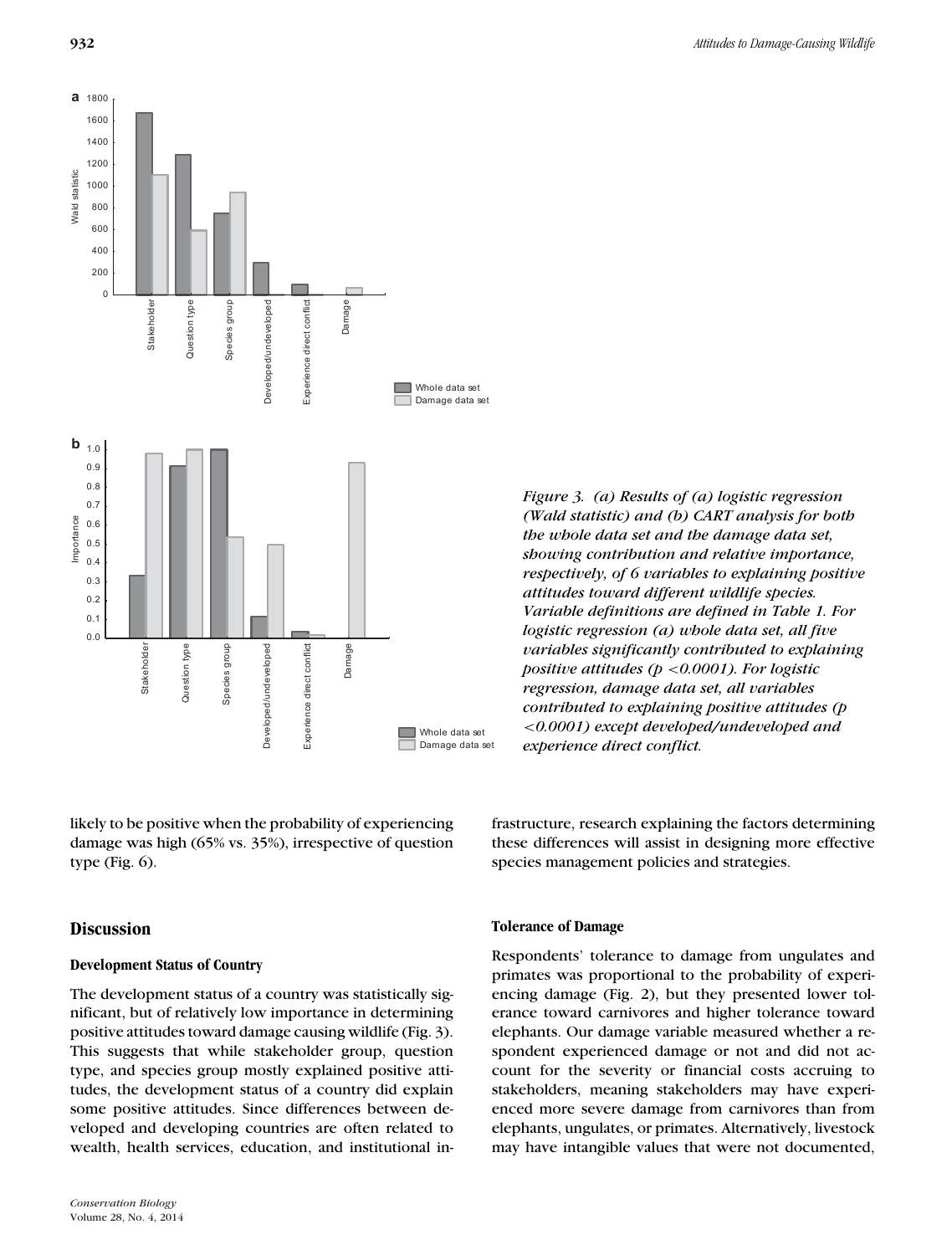*Figure 3. (a) Results of (a) logistic regression (Wald statistic) and (b) CART analysis for both the whole data set and the damage data set, showing contribution and relative importance, respectively, of 6 variables to explaining positive attitudes toward different wildlife species. Variable definitions are defined in Table 1. For logistic regression (a) whole data set, all five variables significantly contributed to explaining positive attitudes ($p < 0.0001$). For logistic regression, damage data set, all variables contributed to explaining positive attitudes ($p < 0.0001$) except developed/undeveloped and experience direct conflict.*

likely to be positive when the probability of experiencing damage was high (65% vs. 35%), irrespective of question type (Fig. 6).

## Discussion

### Development Status of Country

The development status of a country was statistically significant, but of relatively low importance in determining positive attitudes toward damage causing wildlife (Fig. 3). This suggests that while stakeholder group, question type, and species group mostly explained positive attitudes, the development status of a country did explain some positive attitudes. Since differences between developed and developing countries are often related to wealth, health services, education, and institutional infrastructure, research explaining the factors determining these differences will assist in designing more effective species management policies and strategies.

### Tolerance of Damage

Respondents' tolerance to damage from ungulates and primates was proportional to the probability of experiencing damage (Fig. 2), but they presented lower tolerance toward carnivores and higher tolerance toward elephants. Our damage variable measured whether a respondent experienced damage or not and did not account for the severity or financial costs accruing to stakeholders, meaning stakeholders may have experienced more severe damage from carnivores than from elephants, ungulates, or primates. Alternatively, livestock may have intangible values that were not documented,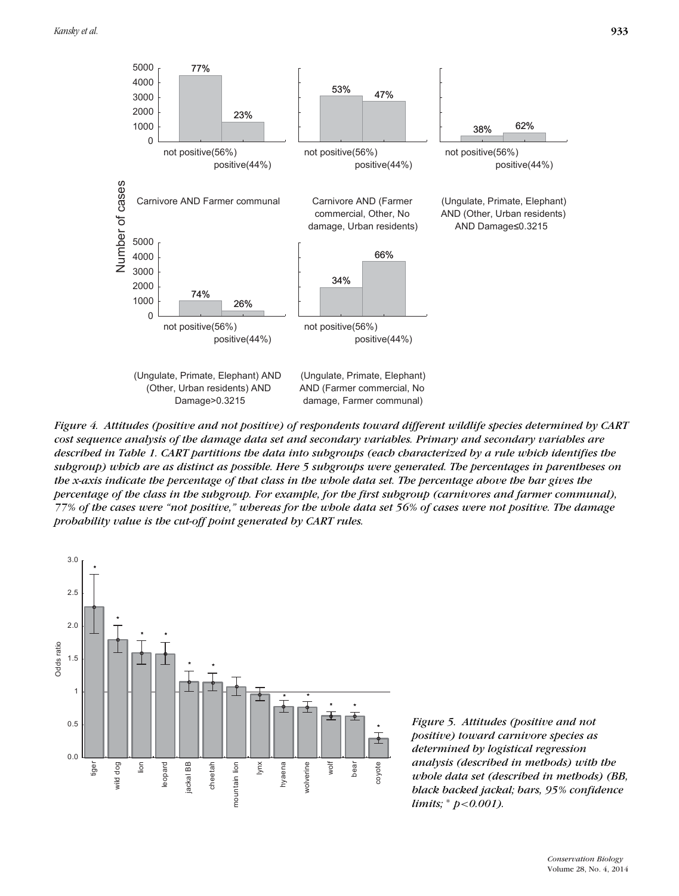*Figure 4. Attitudes (positive and not positive) of respondents toward different wildlife species determined by CART cost sequence analysis of the damage data set and secondary variables. Primary and secondary variables are described in Table 1. CART partitions the data into subgroups (each characterized by a rule which identifies the subgroup) which are as distinct as possible. Here 5 subgroups were generated. The percentages in parentheses on the x-axis indicate the percentage of that class in the whole data set. The percentage above the bar gives the percentage of the class in the subgroup. For example, for the first subgroup (carnivores and farmer communal), 77% of the cases were "not positive," whereas for the whole data set 56% of cases were not positive. The damage probability value is the cut-off point generated by CART rules.*

*Figure 5. Attitudes (positive and not positive) toward carnivore species as determined by logistical regression analysis (described in methods) with the whole data set (described in methods) (BB, black backed jackal; bars, 95% confidence limits; * $p<0.001$).*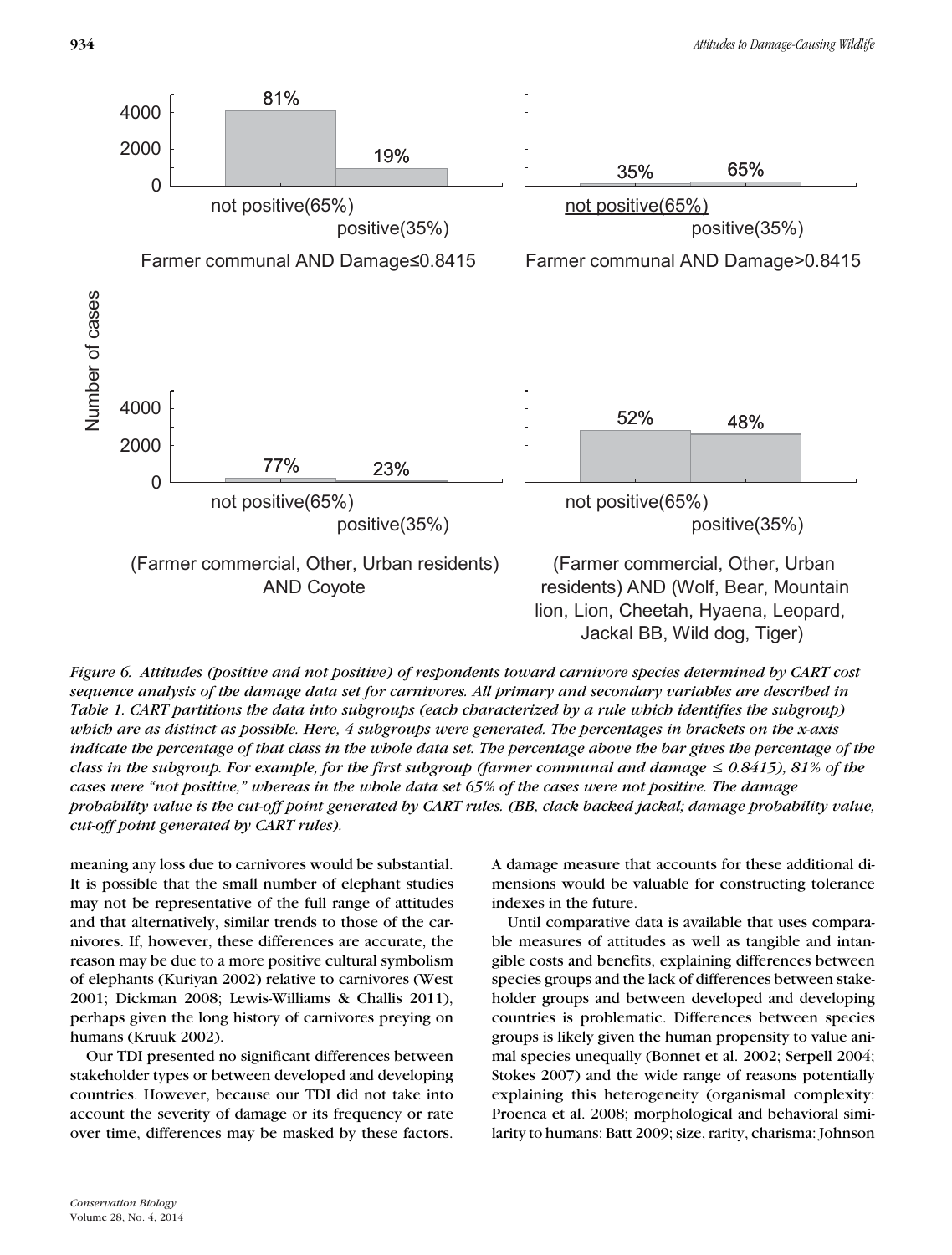*Figure 6. Attitudes (positive and not positive) of respondents toward carnivore species determined by CART cost sequence analysis of the damage data set for carnivores. All primary and secondary variables are described in Table 1. CART partitions the data into subgroups (each characterized by a rule which identifies the subgroup) which are as distinct as possible. Here, 4 subgroups were generated. The percentages in brackets on the x-axis indicate the percentage of that class in the whole data set. The percentage above the bar gives the percentage of the class in the subgroup. For example, for the first subgroup (farmer communal and damage ≤ 0.8415), 81% of the cases were "not positive," whereas in the whole data set 65% of the cases were not positive. The damage probability value is the cut-off point generated by CART rules. (BB, clack backed jackal; damage probability value, cut-off point generated by CART rules).*

meaning any loss due to carnivores would be substantial. It is possible that the small number of elephant studies may not be representative of the full range of attitudes and that alternatively, similar trends to those of the carnivores. If, however, these differences are accurate, the reason may be due to a more positive cultural symbolism of elephants (Kuriyan 2002) relative to carnivores (West 2001; Dickman 2008; Lewis-Williams & Challis 2011), perhaps given the long history of carnivores preying on humans (Kruuk 2002).

Our TDI presented no significant differences between stakeholder types or between developed and developing countries. However, because our TDI did not take into account the severity of damage or its frequency or rate over time, differences may be masked by these factors. A damage measure that accounts for these additional dimensions would be valuable for constructing tolerance indexes in the future.

Until comparative data is available that uses comparable measures of attitudes as well as tangible and intangible costs and benefits, explaining differences between species groups and the lack of differences between stakeholder groups and between developed and developing countries is problematic. Differences between species groups is likely given the human propensity to value animal species unequally (Bonnet et al. 2002; Serpell 2004; Stokes 2007) and the wide range of reasons potentially explaining this heterogeneity (organismal complexity: Proenca et al. 2008; morphological and behavioral similarity to humans: Batt 2009; size, rarity, charisma: Johnson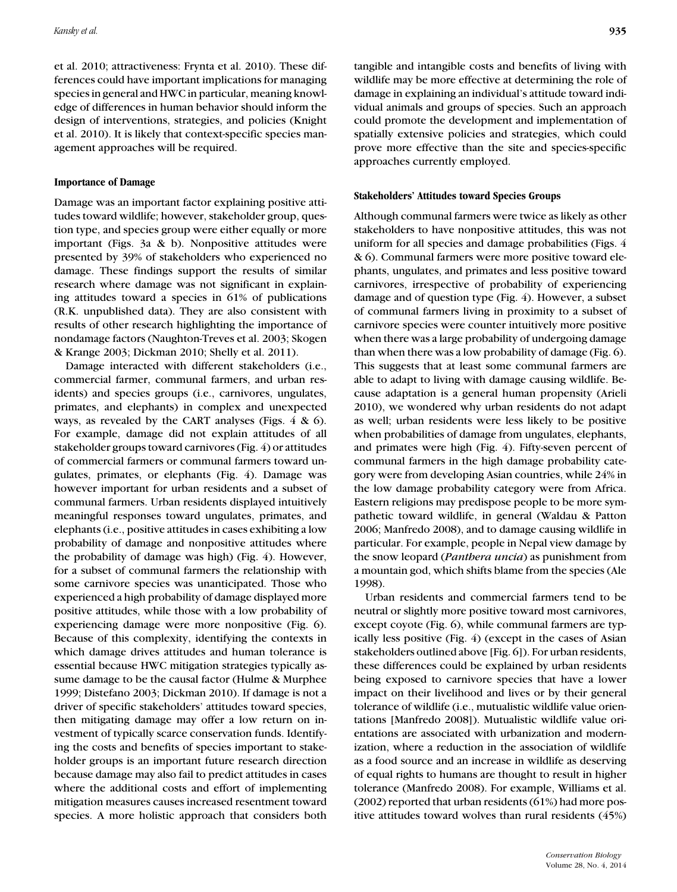et al. 2010; attractiveness: Frynta et al. 2010). These differences could have important implications for managing species in general and HWC in particular, meaning knowledge of differences in human behavior should inform the design of interventions, strategies, and policies (Knight et al. 2010). It is likely that context-specific species management approaches will be required.

#### Importance of Damage

Damage was an important factor explaining positive attitudes toward wildlife; however, stakeholder group, question type, and species group were either equally or more important (Figs. 3a & b). Nonpositive attitudes were presented by 39% of stakeholders who experienced no damage. These findings support the results of similar research where damage was not significant in explaining attitudes toward a species in 61% of publications (R.K. unpublished data). They are also consistent with results of other research highlighting the importance of nondamage factors (Naughton-Treves et al. 2003; Skogen & Krange 2003; Dickman 2010; Shelly et al. 2011).

Damage interacted with different stakeholders (i.e., commercial farmer, communal farmers, and urban residents) and species groups (i.e., carnivores, ungulates, primates, and elephants) in complex and unexpected ways, as revealed by the CART analyses (Figs. 4 & 6). For example, damage did not explain attitudes of all stakeholder groups toward carnivores (Fig. 4) or attitudes of commercial farmers or communal farmers toward ungulates, primates, or elephants (Fig. 4). Damage was however important for urban residents and a subset of communal farmers. Urban residents displayed intuitively meaningful responses toward ungulates, primates, and elephants (i.e., positive attitudes in cases exhibiting a low probability of damage and nonpositive attitudes where the probability of damage was high) (Fig. 4). However, for a subset of communal farmers the relationship with some carnivore species was unanticipated. Those who experienced a high probability of damage displayed more positive attitudes, while those with a low probability of experiencing damage were more nonpositive (Fig. 6). Because of this complexity, identifying the contexts in which damage drives attitudes and human tolerance is essential because HWC mitigation strategies typically assume damage to be the causal factor (Hulme & Murphee 1999; Distefano 2003; Dickman 2010). If damage is not a driver of specific stakeholders' attitudes toward species, then mitigating damage may offer a low return on investment of typically scarce conservation funds. Identifying the costs and benefits of species important to stakeholder groups is an important future research direction because damage may also fail to predict attitudes in cases where the additional costs and effort of implementing mitigation measures causes increased resentment toward species. A more holistic approach that considers both tangible and intangible costs and benefits of living with wildlife may be more effective at determining the role of damage in explaining an individual's attitude toward individual animals and groups of species. Such an approach could promote the development and implementation of spatially extensive policies and strategies, which could prove more effective than the site and species-specific approaches currently employed.

#### Stakeholders' Attitudes toward Species Groups

Although communal farmers were twice as likely as other stakeholders to have nonpositive attitudes, this was not uniform for all species and damage probabilities (Figs. 4 & 6). Communal farmers were more positive toward elephants, ungulates, and primates and less positive toward carnivores, irrespective of probability of experiencing damage and of question type (Fig. 4). However, a subset of communal farmers living in proximity to a subset of carnivore species were counter intuitively more positive when there was a large probability of undergoing damage than when there was a low probability of damage (Fig. 6). This suggests that at least some communal farmers are able to adapt to living with damage causing wildlife. Because adaptation is a general human propensity (Arieli 2010), we wondered why urban residents do not adapt as well; urban residents were less likely to be positive when probabilities of damage from ungulates, elephants, and primates were high (Fig. 4). Fifty-seven percent of communal farmers in the high damage probability category were from developing Asian countries, while 24% in the low damage probability category were from Africa. Eastern religions may predispose people to be more sympathetic toward wildlife, in general (Waldau & Patton 2006; Manfredo 2008), and to damage causing wildlife in particular. For example, people in Nepal view damage by the snow leopard (*Panthera uncia*) as punishment from a mountain god, which shifts blame from the species (Ale 1998).

Urban residents and commercial farmers tend to be neutral or slightly more positive toward most carnivores, except coyote (Fig. 6), while communal farmers are typically less positive (Fig. 4) (except in the cases of Asian stakeholders outlined above [Fig. 6]). For urban residents, these differences could be explained by urban residents being exposed to carnivore species that have a lower impact on their livelihood and lives or by their general tolerance of wildlife (i.e., mutualistic wildlife value orientations [Manfredo 2008]). Mutualistic wildlife value orientations are associated with urbanization and modernization, where a reduction in the association of wildlife as a food source and an increase in wildlife as deserving of equal rights to humans are thought to result in higher tolerance (Manfredo 2008). For example, Williams et al. (2002) reported that urban residents (61%) had more positive attitudes toward wolves than rural residents (45%)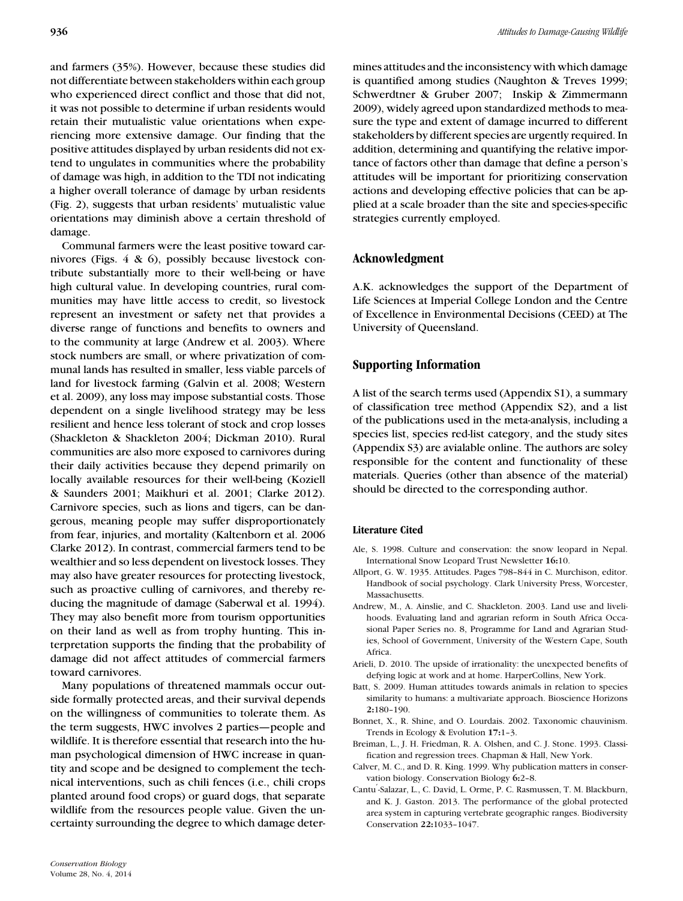and farmers (35%). However, because these studies did not differentiate between stakeholders within each group who experienced direct conflict and those that did not, it was not possible to determine if urban residents would retain their mutualistic value orientations when experiencing more extensive damage. Our finding that the positive attitudes displayed by urban residents did not extend to ungulates in communities where the probability of damage was high, in addition to the TDI not indicating a higher overall tolerance of damage by urban residents (Fig. 2), suggests that urban residents' mutualistic value orientations may diminish above a certain threshold of damage.

Communal farmers were the least positive toward carnivores (Figs. 4 & 6), possibly because livestock contribute substantially more to their well-being or have high cultural value. In developing countries, rural communities may have little access to credit, so livestock represent an investment or safety net that provides a diverse range of functions and benefits to owners and to the community at large (Andrew et al. 2003). Where stock numbers are small, or where privatization of communal lands has resulted in smaller, less viable parcels of land for livestock farming (Galvin et al. 2008; Western et al. 2009), any loss may impose substantial costs. Those dependent on a single livelihood strategy may be less resilient and hence less tolerant of stock and crop losses (Shackleton & Shackleton 2004; Dickman 2010). Rural communities are also more exposed to carnivores during their daily activities because they depend primarily on locally available resources for their well-being (Koziell & Saunders 2001; Maikhuri et al. 2001; Clarke 2012). Carnivore species, such as lions and tigers, can be dangerous, meaning people may suffer disproportionately from fear, injuries, and mortality (Kaltenborn et al. 2006 Clarke 2012). In contrast, commercial farmers tend to be wealthier and so less dependent on livestock losses. They may also have greater resources for protecting livestock, such as proactive culling of carnivores, and thereby reducing the magnitude of damage (Saberwal et al. 1994). They may also benefit more from tourism opportunities on their land as well as from trophy hunting. This interpretation supports the finding that the probability of damage did not affect attitudes of commercial farmers toward carnivores.

Many populations of threatened mammals occur outside formally protected areas, and their survival depends on the willingness of communities to tolerate them. As the term suggests, HWC involves 2 parties—people and wildlife. It is therefore essential that research into the human psychological dimension of HWC increase in quantity and scope and be designed to complement the technical interventions, such as chili fences (i.e., chili crops planted around food crops) or guard dogs, that separate wildlife from the resources people value. Given the uncertainty surrounding the degree to which damage determines attitudes and the inconsistency with which damage is quantified among studies (Naughton & Treves 1999; Schwerdtner & Gruber 2007; Inskip & Zimmermann 2009), widely agreed upon standardized methods to measure the type and extent of damage incurred to different stakeholders by different species are urgently required. In addition, determining and quantifying the relative importance of factors other than damage that define a person's attitudes will be important for prioritizing conservation actions and developing effective policies that can be applied at a scale broader than the site and species-specific strategies currently employed.

## Acknowledgment

A.K. acknowledges the support of the Department of Life Sciences at Imperial College London and the Centre of Excellence in Environmental Decisions (CEED) at The University of Queensland.

## Supporting Information

A list of the search terms used (Appendix S1), a summary of classification tree method (Appendix S2), and a list of the publications used in the meta-analysis, including a species list, species red-list category, and the study sites (Appendix S3) are avialable online. The authors are soley responsible for the content and functionality of these materials. Queries (other than absence of the material) should be directed to the corresponding author.

#### Literature Cited

Ale, S. 1998. Culture and conservation: the snow leopard in Nepal. International Snow Leopard Trust Newsletter **16:**10.

Allport, G. W. 1935. Attitudes. Pages 798–844 in C. Murchison, editor. Handbook of social psychology. Clark University Press, Worcester, Massachusetts.

Andrew, M., A. Ainslie, and C. Shackleton. 2003. Land use and livelihoods. Evaluating land and agrarian reform in South Africa Occasional Paper Series no. 8, Programme for Land and Agrarian Studies, School of Government, University of the Western Cape, South Africa.

Arieli, D. 2010. The upside of irrationality: the unexpected benefits of defying logic at work and at home. HarperCollins, New York.

Batt, S. 2009. Human attitudes towards animals in relation to species similarity to humans: a multivariate approach. Bioscience Horizons **2:**180–190.

Bonnet, X., R. Shine, and O. Lourdais. 2002. Taxonomic chauvinism. Trends in Ecology & Evolution **17:**1–3.

Breiman, L., J. H. Friedman, R. A. Olshen, and C. J. Stone. 1993. Classification and regression trees. Chapman & Hall, New York.

Calver, M. C., and D. R. King. 1999. Why publication matters in conservation biology. Conservation Biology **6:**2–8.

Cantú-Salazar, L., C. David, L. Orme, P. C. Rasmussen, T. M. Blackburn, and K. J. Gaston. 2013. The performance of the global protected area system in capturing vertebrate geographic ranges. Biodiversity Conservation **22:**1033–1047.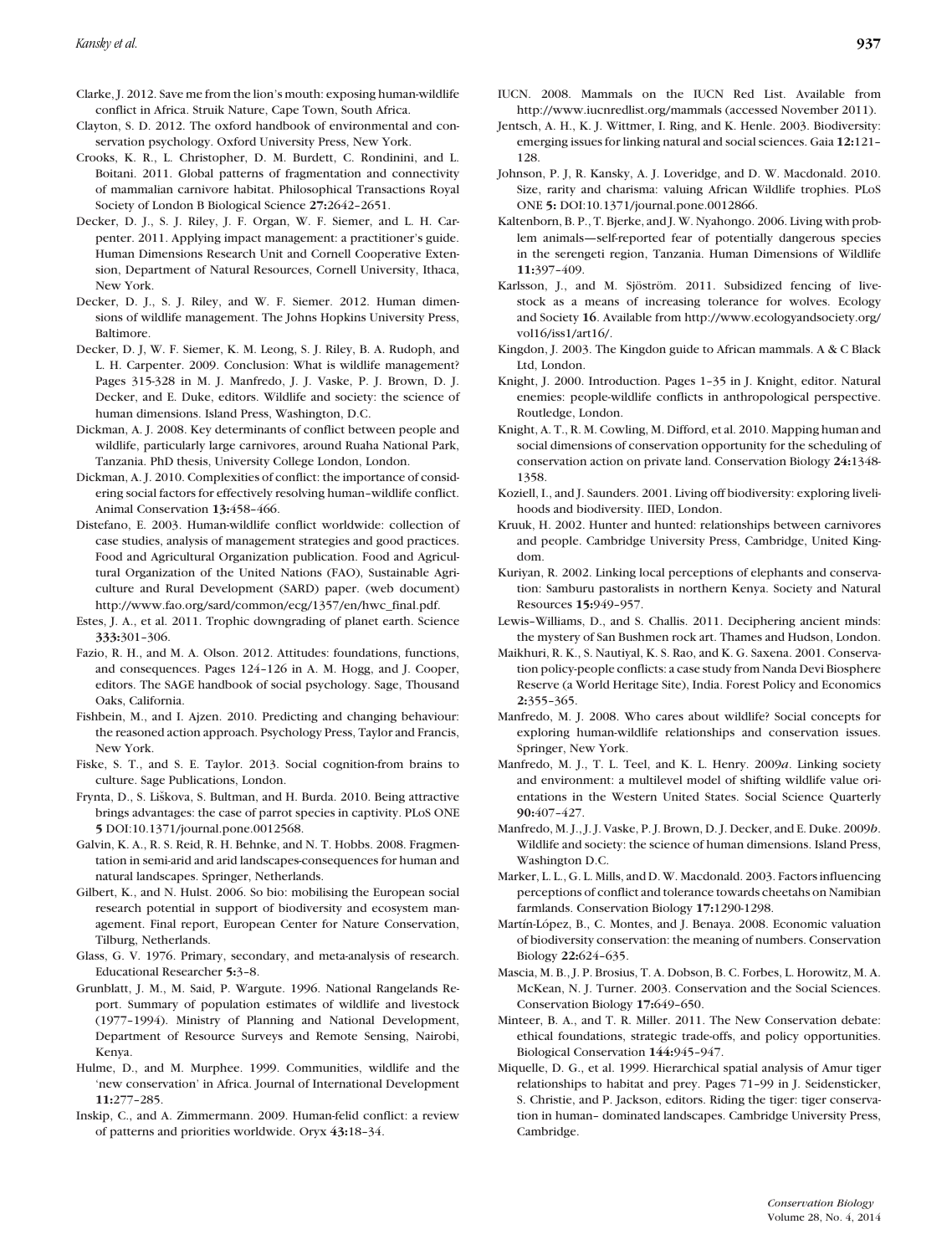Clarke, J. 2012. Save me from the lion's mouth: exposing human-wildlife conflict in Africa. Struik Nature, Cape Town, South Africa.

Clayton, S. D. 2012. The oxford handbook of environmental and conservation psychology. Oxford University Press, New York.

Crooks, K. R., L. Christopher, D. M. Burdett, C. Rondinini, and L. Boitani. 2011. Global patterns of fragmentation and connectivity of mammalian carnivore habitat. Philosophical Transactions Royal Society of London B Biological Science **27:**2642–2651.

Decker, D. J., S. J. Riley, J. F. Organ, W. F. Siemer, and L. H. Carpenter. 2011. Applying impact management: a practitioner's guide. Human Dimensions Research Unit and Cornell Cooperative Extension, Department of Natural Resources, Cornell University, Ithaca, New York.

Decker, D. J., S. J. Riley, and W. F. Siemer. 2012. Human dimensions of wildlife management. The Johns Hopkins University Press, Baltimore.

Decker, D. J, W. F. Siemer, K. M. Leong, S. J. Riley, B. A. Rudoph, and L. H. Carpenter. 2009. Conclusion: What is wildlife management? Pages 315-328 in M. J. Manfredo, J. J. Vaske, P. J. Brown, D. J. Decker, and E. Duke, editors. Wildlife and society: the science of human dimensions. Island Press, Washington, D.C.

Dickman, A. J. 2008. Key determinants of conflict between people and wildlife, particularly large carnivores, around Ruaha National Park, Tanzania. PhD thesis, University College London, London.

Dickman, A. J. 2010. Complexities of conflict: the importance of considering social factors for effectively resolving human–wildlife conflict. Animal Conservation **13:**458–466.

Distefano, E. 2003. Human-wildlife conflict worldwide: collection of case studies, analysis of management strategies and good practices. Food and Agricultural Organization publication. Food and Agricultural Organization of the United Nations (FAO), Sustainable Agriculture and Rural Development (SARD) paper. (web document) http://www.fao.org/sard/common/ecg/1357/en/hwc_final.pdf.

Estes, J. A., et al. 2011. Trophic downgrading of planet earth. Science **333:**301–306.

Fazio, R. H., and M. A. Olson. 2012. Attitudes: foundations, functions, and consequences. Pages 124–126 in A. M. Hogg, and J. Cooper, editors. The SAGE handbook of social psychology. Sage, Thousand Oaks, California.

Fishbein, M., and I. Ajzen. 2010. Predicting and changing behaviour: the reasoned action approach. Psychology Press, Taylor and Francis, New York.

Fiske, S. T., and S. E. Taylor. 2013. Social cognition-from brains to culture. Sage Publications, London.

Frynta, D., S. Liškova, S. Bultman, and H. Burda. 2010. Being attractive brings advantages: the case of parrot species in captivity. PLoS ONE **5** DOI:10.1371/journal.pone.0012568.

Galvin, K. A., R. S. Reid, R. H. Behnke, and N. T. Hobbs. 2008. Fragmentation in semi-arid and arid landscapes-consequences for human and natural landscapes. Springer, Netherlands.

Gilbert, K., and N. Hulst. 2006. So bio: mobilising the European social research potential in support of biodiversity and ecosystem management. Final report, European Center for Nature Conservation, Tilburg, Netherlands.

Glass, G. V. 1976. Primary, secondary, and meta-analysis of research. Educational Researcher **5:**3–8.

Grunblatt, J. M., M. Said, P. Wargute. 1996. National Rangelands Report. Summary of population estimates of wildlife and livestock (1977–1994). Ministry of Planning and National Development, Department of Resource Surveys and Remote Sensing, Nairobi, Kenya.

Hulme, D., and M. Murphee. 1999. Communities, wildlife and the 'new conservation' in Africa. Journal of International Development **11:**277–285.

Inskip, C., and A. Zimmermann. 2009. Human-felid conflict: a review of patterns and priorities worldwide. Oryx **43:**18–34.

IUCN. 2008. Mammals on the IUCN Red List. Available from http://www.iucnredlist.org/mammals (accessed November 2011).

Jentsch, A. H., K. J. Wittmer, I. Ring, and K. Henle. 2003. Biodiversity: emerging issues for linking natural and social sciences. Gaia **12:**121–128.

Johnson, P. J, R. Kansky, A. J. Loveridge, and D. W. Macdonald. 2010. Size, rarity and charisma: valuing African Wildlife trophies. PLoS ONE **5:** DOI:10.1371/journal.pone.0012866.

Kaltenborn, B. P., T. Bjerke, and J. W. Nyahongo. 2006. Living with problem animals—self-reported fear of potentially dangerous species in the serengeti region, Tanzania. Human Dimensions of Wildlife **11:**397–409.

Karlsson, J., and M. Sjöström. 2011. Subsidized fencing of livestock as a means of increasing tolerance for wolves. Ecology and Society **16**. Available from http://www.ecologyandsociety.org/vol16/iss1/art16/.

Kingdon, J. 2003. The Kingdon guide to African mammals. A & C Black Ltd, London.

Knight, J. 2000. Introduction. Pages 1–35 in J. Knight, editor. Natural enemies: people-wildlife conflicts in anthropological perspective. Routledge, London.

Knight, A. T., R. M. Cowling, M. Difford, et al. 2010. Mapping human and social dimensions of conservation opportunity for the scheduling of conservation action on private land. Conservation Biology **24:**1348-1358.

Koziell, I., and J. Saunders. 2001. Living off biodiversity: exploring livelihoods and biodiversity. IIED, London.

Kruuk, H. 2002. Hunter and hunted: relationships between carnivores and people. Cambridge University Press, Cambridge, United Kingdom.

Kuriyan, R. 2002. Linking local perceptions of elephants and conservation: Samburu pastoralists in northern Kenya. Society and Natural Resources **15:**949–957.

Lewis–Williams, D., and S. Challis. 2011. Deciphering ancient minds: the mystery of San Bushmen rock art. Thames and Hudson, London.

Maikhuri, R. K., S. Nautiyal, K. S. Rao, and K. G. Saxena. 2001. Conservation policy-people conflicts: a case study from Nanda Devi Biosphere Reserve (a World Heritage Site), India. Forest Policy and Economics **2:**355–365.

Manfredo, M. J. 2008. Who cares about wildlife? Social concepts for exploring human-wildlife relationships and conservation issues. Springer, New York.

Manfredo, M. J., T. L. Teel, and K. L. Henry. 2009*a*. Linking society and environment: a multilevel model of shifting wildlife value orientations in the Western United States. Social Science Quarterly **90:**407–427.

Manfredo, M. J., J. J. Vaske, P. J. Brown, D. J. Decker, and E. Duke. 2009*b*. Wildlife and society: the science of human dimensions. Island Press, Washington D.C.

Marker, L. L., G. L. Mills, and D. W. Macdonald. 2003. Factors influencing perceptions of conflict and tolerance towards cheetahs on Namibian farmlands. Conservation Biology **17:**1290-1298.

Martín-López, B., C. Montes, and J. Benaya. 2008. Economic valuation of biodiversity conservation: the meaning of numbers. Conservation Biology **22:**624–635.

Mascia, M. B., J. P. Brosius, T. A. Dobson, B. C. Forbes, L. Horowitz, M. A. McKean, N. J. Turner. 2003. Conservation and the Social Sciences. Conservation Biology **17:**649–650.

Minteer, B. A., and T. R. Miller. 2011. The New Conservation debate: ethical foundations, strategic trade-offs, and policy opportunities. Biological Conservation **144:**945–947.

Miquelle, D. G., et al. 1999. Hierarchical spatial analysis of Amur tiger relationships to habitat and prey. Pages 71–99 in J. Seidensticker, S. Christie, and P. Jackson, editors. Riding the tiger: tiger conservation in human– dominated landscapes. Cambridge University Press, Cambridge.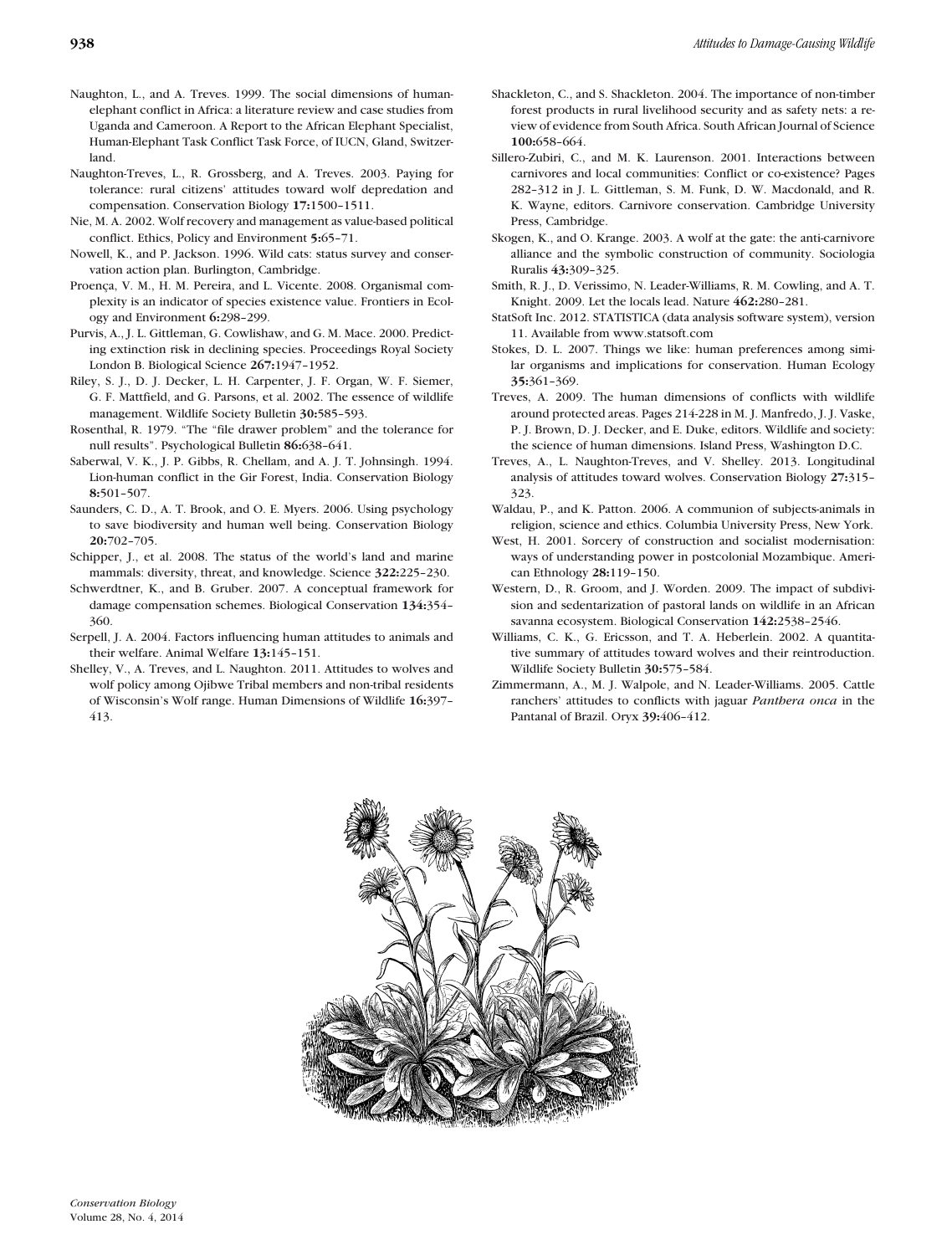Naughton, L., and A. Treves. 1999. The social dimensions of human-elephant conflict in Africa: a literature review and case studies from Uganda and Cameroon. A Report to the African Elephant Specialist, Human-Elephant Task Conflict Task Force, of IUCN, Gland, Switzerland.

Naughton-Treves, L., R. Grossberg, and A. Treves. 2003. Paying for tolerance: rural citizens' attitudes toward wolf depredation and compensation. Conservation Biology **17:**1500–1511.

Nie, M. A. 2002. Wolf recovery and management as value-based political conflict. Ethics, Policy and Environment **5:**65–71.

Nowell, K., and P. Jackson. 1996. Wild cats: status survey and conservation action plan. Burlington, Cambridge.

Proença, V. M., H. M. Pereira, and L. Vicente. 2008. Organismal complexity is an indicator of species existence value. Frontiers in Ecology and Environment **6:**298–299.

Purvis, A., J. L. Gittleman, G. Cowlishaw, and G. M. Mace. 2000. Predicting extinction risk in declining species. Proceedings Royal Society London B. Biological Science **267:**1947–1952.

Riley, S. J., D. J. Decker, L. H. Carpenter, J. F. Organ, W. F. Siemer, G. F. Mattfield, and G. Parsons, et al. 2002. The essence of wildlife management. Wildlife Society Bulletin **30:**585–593.

Rosenthal, R. 1979. "The "file drawer problem" and the tolerance for null results". Psychological Bulletin **86:**638–641.

Saberwal, V. K., J. P. Gibbs, R. Chellam, and A. J. T. Johnsingh. 1994. Lion-human conflict in the Gir Forest, India. Conservation Biology **8:**501–507.

Saunders, C. D., A. T. Brook, and O. E. Myers. 2006. Using psychology to save biodiversity and human well being. Conservation Biology **20:**702–705.

Schipper, J., et al. 2008. The status of the world's land and marine mammals: diversity, threat, and knowledge. Science **322:**225–230.

Schwerdtner, K., and B. Gruber. 2007. A conceptual framework for damage compensation schemes. Biological Conservation **134:**354–360.

Serpell, J. A. 2004. Factors influencing human attitudes to animals and their welfare. Animal Welfare **13:**145–151.

Shelley, V., A. Treves, and L. Naughton. 2011. Attitudes to wolves and wolf policy among Ojibwe Tribal members and non-tribal residents of Wisconsin's Wolf range. Human Dimensions of Wildlife **16:**397–413.

Shackleton, C., and S. Shackleton. 2004. The importance of non-timber forest products in rural livelihood security and as safety nets: a review of evidence from South Africa. South African Journal of Science **100:**658–664.

Sillero-Zubiri, C., and M. K. Laurenson. 2001. Interactions between carnivores and local communities: Conflict or co-existence? Pages 282–312 in J. L. Gittleman, S. M. Funk, D. W. Macdonald, and R. K. Wayne, editors. Carnivore conservation. Cambridge University Press, Cambridge.

Skogen, K., and O. Krange. 2003. A wolf at the gate: the anti-carnivore alliance and the symbolic construction of community. Sociologia Ruralis **43:**309–325.

Smith, R. J., D. Verissimo, N. Leader-Williams, R. M. Cowling, and A. T. Knight. 2009. Let the locals lead. Nature **462:**280–281.

StatSoft Inc. 2012. STATISTICA (data analysis software system), version 11. Available from www.statsoft.com

Stokes, D. L. 2007. Things we like: human preferences among similar organisms and implications for conservation. Human Ecology **35:**361–369.

Treves, A. 2009. The human dimensions of conflicts with wildlife around protected areas. Pages 214-228 in M. J. Manfredo, J. J. Vaske, P. J. Brown, D. J. Decker, and E. Duke, editors. Wildlife and society: the science of human dimensions. Island Press, Washington D.C.

Treves, A., L. Naughton-Treves, and V. Shelley. 2013. Longitudinal analysis of attitudes toward wolves. Conservation Biology **27:**315–323.

Waldau, P., and K. Patton. 2006. A communion of subjects-animals in religion, science and ethics. Columbia University Press, New York.

West, H. 2001. Sorcery of construction and socialist modernisation: ways of understanding power in postcolonial Mozambique. American Ethnology **28:**119–150.

Western, D., R. Groom, and J. Worden. 2009. The impact of subdivision and sedentarization of pastoral lands on wildlife in an African savanna ecosystem. Biological Conservation **142:**2538–2546.

Williams, C. K., G. Ericsson, and T. A. Heberlein. 2002. A quantitative summary of attitudes toward wolves and their reintroduction. Wildlife Society Bulletin **30:**575–584.

Zimmermann, A., M. J. Walpole, and N. Leader-Williams. 2005. Cattle ranchers' attitudes to conflicts with jaguar *Panthera onca* in the Pantanal of Brazil. Oryx **39:**406–412.